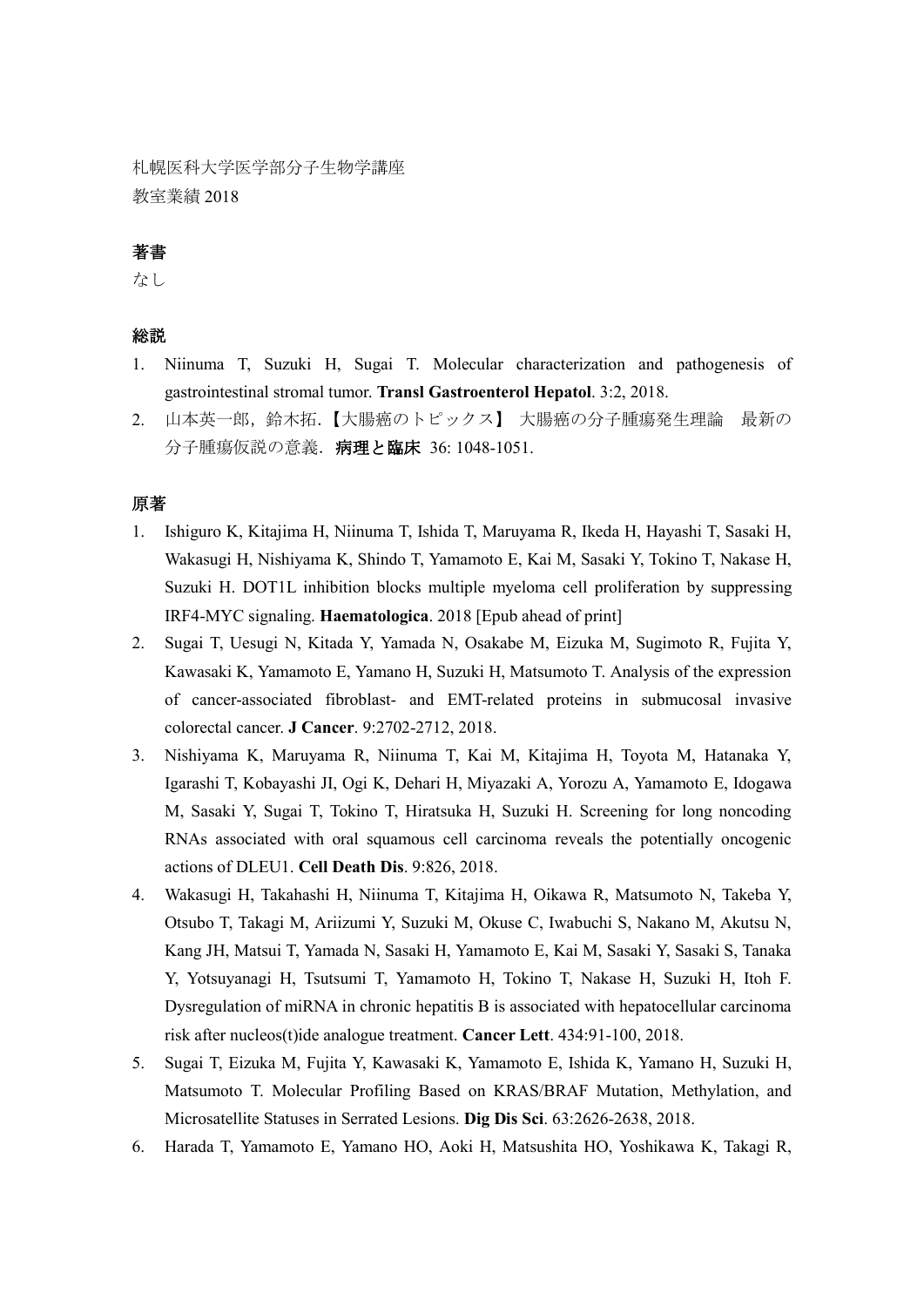札幌医科大学医学部分子生物学講座
教室業績 2018

## 著書

なし

## 総説

1. Niinuma T, Suzuki H, Sugai T. Molecular characterization and pathogenesis of gastrointestinal stromal tumor. **Transl Gastroenterol Hepatol**. 3:2, 2018.
2. 山本英一郎，鈴木拓.【大腸癌のトピックス】 大腸癌の分子腫瘍発生理論 最新の分子腫瘍仮説の意義. **病理と臨床** 36: 1048-1051.

## 原著

1. Ishiguro K, Kitajima H, Niinuma T, Ishida T, Maruyama R, Ikeda H, Hayashi T, Sasaki H, Wakasugi H, Nishiyama K, Shindo T, Yamamoto E, Kai M, Sasaki Y, Tokino T, Nakase H, Suzuki H. DOT1L inhibition blocks multiple myeloma cell proliferation by suppressing IRF4-MYC signaling. **Haematologica**. 2018 [Epub ahead of print]
2. Sugai T, Uesugi N, Kitada Y, Yamada N, Osakabe M, Eizuka M, Sugimoto R, Fujita Y, Kawasaki K, Yamamoto E, Yamano H, Suzuki H, Matsumoto T. Analysis of the expression of cancer-associated fibroblast- and EMT-related proteins in submucosal invasive colorectal cancer. **J Cancer**. 9:2702-2712, 2018.
3. Nishiyama K, Maruyama R, Niinuma T, Kai M, Kitajima H, Toyota M, Hatanaka Y, Igarashi T, Kobayashi JI, Ogi K, Dehari H, Miyazaki A, Yorozu A, Yamamoto E, Idogawa M, Sasaki Y, Sugai T, Tokino T, Hiratsuka H, Suzuki H. Screening for long noncoding RNAs associated with oral squamous cell carcinoma reveals the potentially oncogenic actions of DLEU1. **Cell Death Dis**. 9:826, 2018.
4. Wakasugi H, Takahashi H, Niinuma T, Kitajima H, Oikawa R, Matsumoto N, Takeba Y, Otsubo T, Takagi M, Ariizumi Y, Suzuki M, Okuse C, Iwabuchi S, Nakano M, Akutsu N, Kang JH, Matsui T, Yamada N, Sasaki H, Yamamoto E, Kai M, Sasaki Y, Sasaki S, Tanaka Y, Yotsuyanagi H, Tsutsumi T, Yamamoto H, Tokino T, Nakase H, Suzuki H, Itoh F. Dysregulation of miRNA in chronic hepatitis B is associated with hepatocellular carcinoma risk after nucleos(t)ide analogue treatment. **Cancer Lett**. 434:91-100, 2018.
5. Sugai T, Eizuka M, Fujita Y, Kawasaki K, Yamamoto E, Ishida K, Yamano H, Suzuki H, Matsumoto T. Molecular Profiling Based on KRAS/BRAF Mutation, Methylation, and Microsatellite Statuses in Serrated Lesions. **Dig Dis Sci**. 63:2626-2638, 2018.
6. Harada T, Yamamoto E, Yamano HO, Aoki H, Matsushita HO, Yoshikawa K, Takagi R,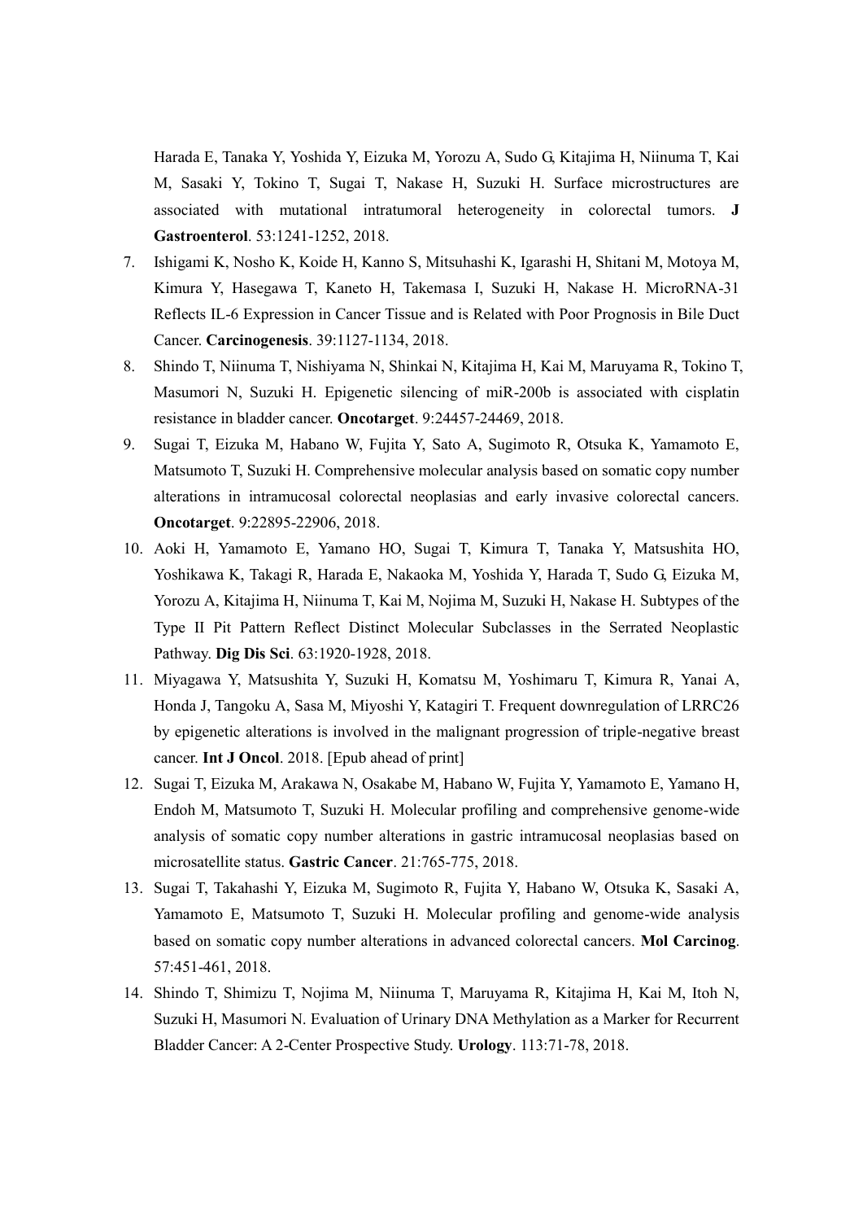Harada E, Tanaka Y, Yoshida Y, Eizuka M, Yorozu A, Sudo G, Kitajima H, Niinuma T, Kai M, Sasaki Y, Tokino T, Sugai T, Nakase H, Suzuki H. Surface microstructures are associated with mutational intratumoral heterogeneity in colorectal tumors. **J Gastroenterol**. 53:1241-1252, 2018.

7. Ishigami K, Nosho K, Koide H, Kanno S, Mitsuhashi K, Igarashi H, Shitani M, Motoya M, Kimura Y, Hasegawa T, Kaneto H, Takemasa I, Suzuki H, Nakase H. MicroRNA-31 Reflects IL-6 Expression in Cancer Tissue and is Related with Poor Prognosis in Bile Duct Cancer. **Carcinogenesis**. 39:1127-1134, 2018.
8. Shindo T, Niinuma T, Nishiyama N, Shinkai N, Kitajima H, Kai M, Maruyama R, Tokino T, Masumori N, Suzuki H. Epigenetic silencing of miR-200b is associated with cisplatin resistance in bladder cancer. **Oncotarget**. 9:24457-24469, 2018.
9. Sugai T, Eizuka M, Habano W, Fujita Y, Sato A, Sugimoto R, Otsuka K, Yamamoto E, Matsumoto T, Suzuki H. Comprehensive molecular analysis based on somatic copy number alterations in intramucosal colorectal neoplasias and early invasive colorectal cancers. **Oncotarget**. 9:22895-22906, 2018.
10. Aoki H, Yamamoto E, Yamano HO, Sugai T, Kimura T, Tanaka Y, Matsushita HO, Yoshikawa K, Takagi R, Harada E, Nakaoka M, Yoshida Y, Harada T, Sudo G, Eizuka M, Yorozu A, Kitajima H, Niinuma T, Kai M, Nojima M, Suzuki H, Nakase H. Subtypes of the Type II Pit Pattern Reflect Distinct Molecular Subclasses in the Serrated Neoplastic Pathway. **Dig Dis Sci**. 63:1920-1928, 2018.
11. Miyagawa Y, Matsushita Y, Suzuki H, Komatsu M, Yoshimaru T, Kimura R, Yanai A, Honda J, Tangoku A, Sasa M, Miyoshi Y, Katagiri T. Frequent downregulation of LRRC26 by epigenetic alterations is involved in the malignant progression of triple-negative breast cancer. **Int J Oncol**. 2018. [Epub ahead of print]
12. Sugai T, Eizuka M, Arakawa N, Osakabe M, Habano W, Fujita Y, Yamamoto E, Yamano H, Endoh M, Matsumoto T, Suzuki H. Molecular profiling and comprehensive genome-wide analysis of somatic copy number alterations in gastric intramucosal neoplasias based on microsatellite status. **Gastric Cancer**. 21:765-775, 2018.
13. Sugai T, Takahashi Y, Eizuka M, Sugimoto R, Fujita Y, Habano W, Otsuka K, Sasaki A, Yamamoto E, Matsumoto T, Suzuki H. Molecular profiling and genome-wide analysis based on somatic copy number alterations in advanced colorectal cancers. **Mol Carcinog**. 57:451-461, 2018.
14. Shindo T, Shimizu T, Nojima M, Niinuma T, Maruyama R, Kitajima H, Kai M, Itoh N, Suzuki H, Masumori N. Evaluation of Urinary DNA Methylation as a Marker for Recurrent Bladder Cancer: A 2-Center Prospective Study. **Urology**. 113:71-78, 2018.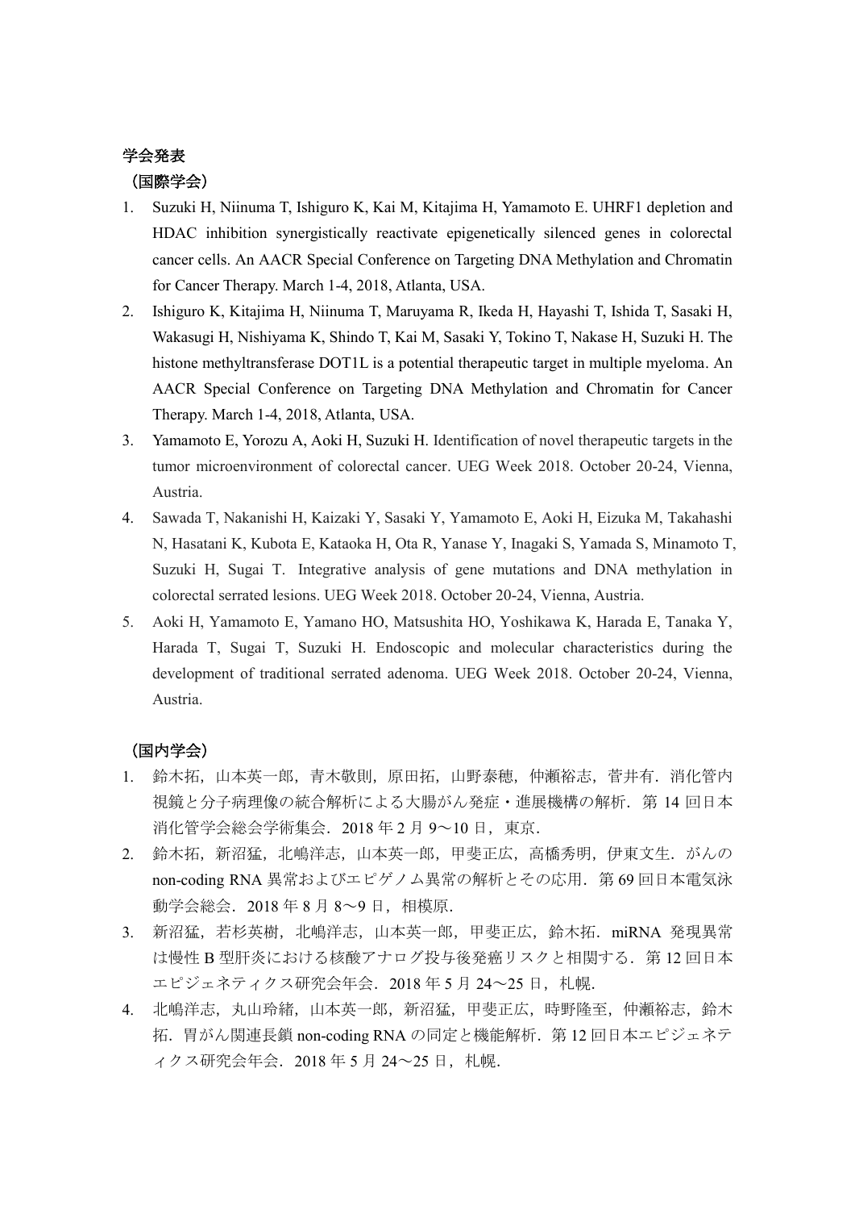## 学会発表

### （国際学会）

1. Suzuki H, Niinuma T, Ishiguro K, Kai M, Kitajima H, Yamamoto E. UHRF1 depletion and HDAC inhibition synergistically reactivate epigenetically silenced genes in colorectal cancer cells. An AACR Special Conference on Targeting DNA Methylation and Chromatin for Cancer Therapy. March 1-4, 2018, Atlanta, USA.
2. Ishiguro K, Kitajima H, Niinuma T, Maruyama R, Ikeda H, Hayashi T, Ishida T, Sasaki H, Wakasugi H, Nishiyama K, Shindo T, Kai M, Sasaki Y, Tokino T, Nakase H, Suzuki H. The histone methyltransferase DOT1L is a potential therapeutic target in multiple myeloma. An AACR Special Conference on Targeting DNA Methylation and Chromatin for Cancer Therapy. March 1-4, 2018, Atlanta, USA.
3. Yamamoto E, Yorozu A, Aoki H, Suzuki H. Identification of novel therapeutic targets in the tumor microenvironment of colorectal cancer. UEG Week 2018. October 20-24, Vienna, Austria.
4. Sawada T, Nakanishi H, Kaizaki Y, Sasaki Y, Yamamoto E, Aoki H, Eizuka M, Takahashi N, Hasatani K, Kubota E, Kataoka H, Ota R, Yanase Y, Inagaki S, Yamada S, Minamoto T, Suzuki H, Sugai T. Integrative analysis of gene mutations and DNA methylation in colorectal serrated lesions. UEG Week 2018. October 20-24, Vienna, Austria.
5. Aoki H, Yamamoto E, Yamano HO, Matsushita HO, Yoshikawa K, Harada E, Tanaka Y, Harada T, Sugai T, Suzuki H. Endoscopic and molecular characteristics during the development of traditional serrated adenoma. UEG Week 2018. October 20-24, Vienna, Austria.

### （国内学会）

1. 鈴木拓，山本英一郎，青木敬則，原田拓，山野泰穂，仲瀬裕志，菅井有．消化管内視鏡と分子病理像の統合解析による大腸がん発症・進展機構の解析．第 14 回日本消化管学会総会学術集会．2018 年 2 月 9〜10 日，東京．
2. 鈴木拓，新沼猛，北嶋洋志，山本英一郎，甲斐正広，高橋秀明，伊東文生．がんの non-coding RNA 異常およびエピゲノム異常の解析とその応用．第 69 回日本電気泳動学会総会．2018 年 8 月 8〜9 日，相模原．
3. 新沼猛，若杉英樹，北嶋洋志，山本英一郎，甲斐正広，鈴木拓．miRNA 発現異常は慢性 B 型肝炎における核酸アナログ投与後発癌リスクと相関する．第 12 回日本エピジェネティクス研究会年会．2018 年 5 月 24〜25 日，札幌．
4. 北嶋洋志，丸山玲緒，山本英一郎，新沼猛，甲斐正広，時野隆至，仲瀬裕志，鈴木拓．胃がん関連長鎖 non-coding RNA の同定と機能解析．第 12 回日本エピジェネティクス研究会年会．2018 年 5 月 24〜25 日，札幌．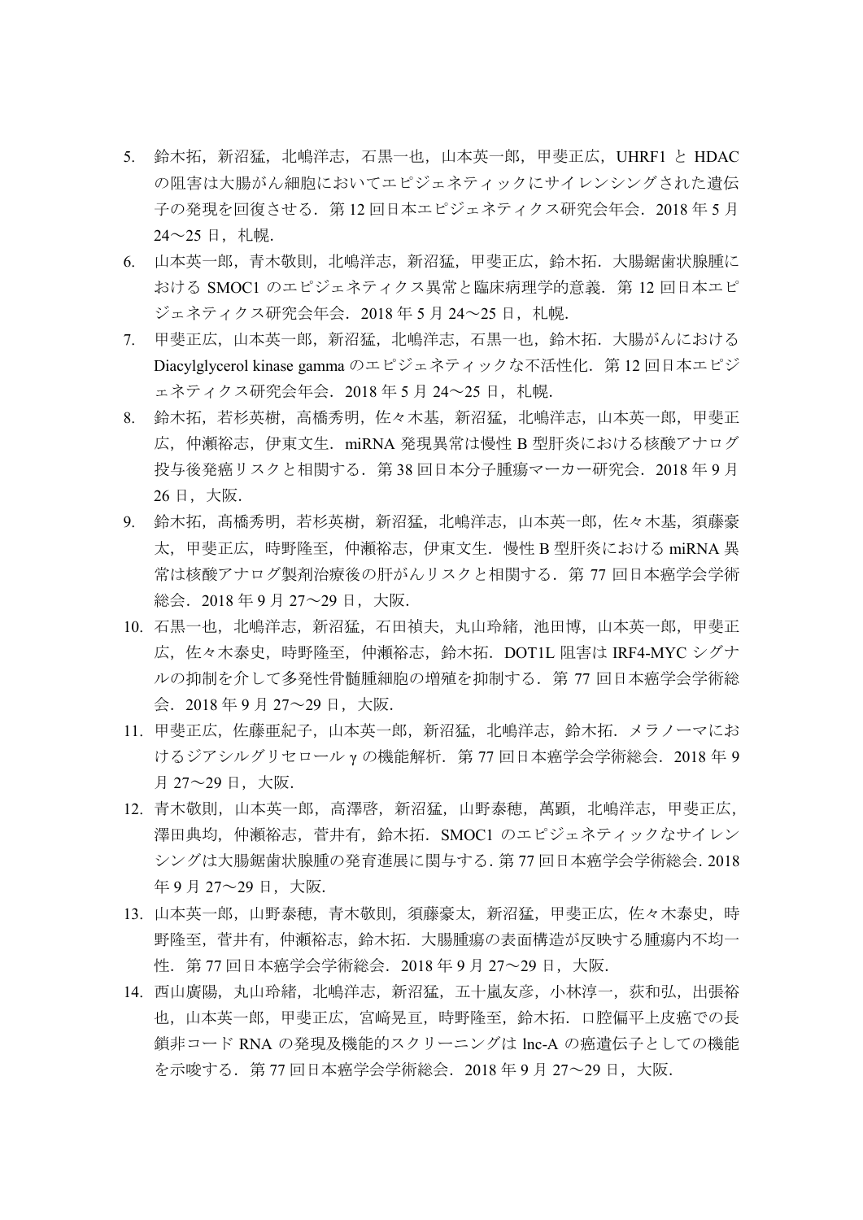5. 鈴木拓，新沼猛，北嶋洋志，石黒一也，山本英一郎，甲斐正広，UHRF1 と HDAC の阻害は大腸がん細胞においてエピジェネティックにサイレンシングされた遺伝子の発現を回復させる．第 12 回日本エピジェネティクス研究会年会．2018 年 5 月 24〜25 日，札幌.
6. 山本英一郎，青木敬則，北嶋洋志，新沼猛，甲斐正広，鈴木拓．大腸鋸歯状腺腫における SMOC1 のエピジェネティクス異常と臨床病理学的意義．第 12 回日本エピジェネティクス研究会年会．2018 年 5 月 24〜25 日，札幌.
7. 甲斐正広，山本英一郎，新沼猛，北嶋洋志，石黒一也，鈴木拓．大腸がんにおける Diacylglycerol kinase gamma のエピジェネティックな不活性化．第 12 回日本エピジェネティクス研究会年会．2018 年 5 月 24〜25 日，札幌.
8. 鈴木拓，若杉英樹，高橋秀明，佐々木基，新沼猛，北嶋洋志，山本英一郎，甲斐正広，仲瀬裕志，伊東文生．miRNA 発現異常は慢性 B 型肝炎における核酸アナログ投与後発癌リスクと相関する．第 38 回日本分子腫瘍マーカー研究会．2018 年 9 月 26 日，大阪.
9. 鈴木拓，髙橋秀明，若杉英樹，新沼猛，北嶋洋志，山本英一郎，佐々木基，須藤豪太，甲斐正広，時野隆至，仲瀬裕志，伊東文生．慢性 B 型肝炎における miRNA 異常は核酸アナログ製剤治療後の肝がんリスクと相関する．第 77 回日本癌学会学術総会．2018 年 9 月 27〜29 日，大阪.
10. 石黒一也，北嶋洋志，新沼猛，石田禎夫，丸山玲緒，池田博，山本英一郎，甲斐正広，佐々木泰史，時野隆至，仲瀬裕志，鈴木拓．DOT1L 阻害は IRF4-MYC シグナルの抑制を介して多発性骨髄腫細胞の増殖を抑制する．第 77 回日本癌学会学術総会．2018 年 9 月 27〜29 日，大阪.
11. 甲斐正広，佐藤亜紀子，山本英一郎，新沼猛，北嶋洋志，鈴木拓．メラノーマにおけるジアシルグリセロール γ の機能解析．第 77 回日本癌学会学術総会．2018 年 9 月 27〜29 日，大阪.
12. 青木敬則，山本英一郎，高澤啓，新沼猛，山野泰穂，萬顕，北嶋洋志，甲斐正広，澤田典均，仲瀬裕志，菅井有，鈴木拓．SMOC1 のエピジェネティックなサイレンシングは大腸鋸歯状腺腫の発育進展に関与する．第 77 回日本癌学会学術総会．2018 年 9 月 27〜29 日，大阪.
13. 山本英一郎，山野泰穂，青木敬則，須藤豪太，新沼猛，甲斐正広，佐々木泰史，時野隆至，菅井有，仲瀬裕志，鈴木拓．大腸腫瘍の表面構造が反映する腫瘍内不均一性．第 77 回日本癌学会学術総会．2018 年 9 月 27〜29 日，大阪.
14. 西山廣陽，丸山玲緒，北嶋洋志，新沼猛，五十嵐友彦，小林淳一，荻和弘，出張裕也，山本英一郎，甲斐正広，宮﨑晃亘，時野隆至，鈴木拓．口腔偏平上皮癌での長鎖非コード RNA の発現及機能的スクリーニングは lnc-A の癌遺伝子としての機能を示唆する．第 77 回日本癌学会学術総会．2018 年 9 月 27〜29 日，大阪.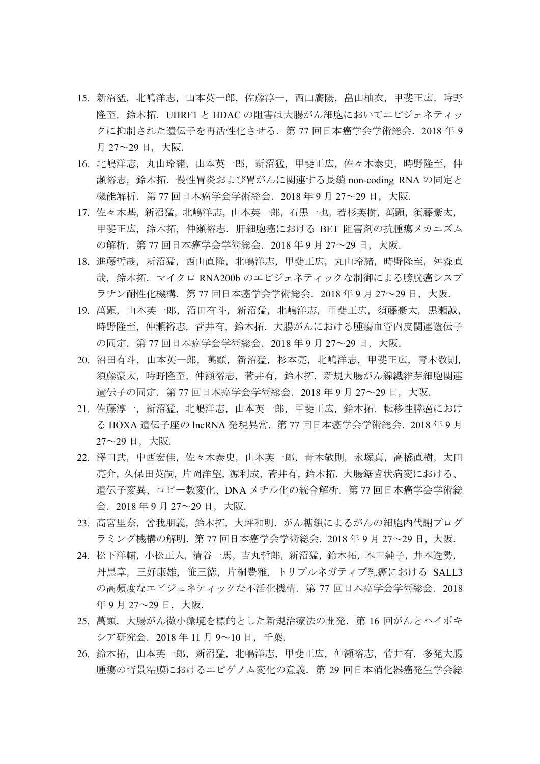15. 新沼猛，北嶋洋志，山本英一郎，佐藤淳一，西山廣陽，畠山柚衣，甲斐正広，時野隆至，鈴木拓．UHRF1 と HDAC の阻害は大腸がん細胞においてエピジェネティックに抑制された遺伝子を再活性化させる．第 77 回日本癌学会学術総会．2018 年 9 月 27～29 日，大阪．
16. 北嶋洋志，丸山玲緒，山本英一郎，新沼猛，甲斐正広，佐々木泰史，時野隆至，仲瀬裕志，鈴木拓．慢性胃炎および胃がんに関連する長鎖 non-coding RNA の同定と機能解析．第 77 回日本癌学会学術総会．2018 年 9 月 27～29 日，大阪．
17. 佐々木基，新沼猛，北嶋洋志，山本英一郎，石黒一也，若杉英樹，萬顕，須藤豪太，甲斐正広，鈴木拓，仲瀬裕志．肝細胞癌における BET 阻害剤の抗腫瘍メカニズムの解析．第 77 回日本癌学会学術総会．2018 年 9 月 27～29 日，大阪．
18. 進藤哲哉，新沼猛，西山直隆，北嶋洋志，甲斐正広，丸山玲緒，時野隆至，舛森直哉，鈴木拓．マイクロ RNA200b のエピジェネティックな制御による膀胱癌シスプラチン耐性化機構．第 77 回日本癌学会学術総会．2018 年 9 月 27～29 日，大阪．
19. 萬顕，山本英一郎，沼田有斗，新沼猛，北嶋洋志，甲斐正広，須藤豪太，黒瀬誠，時野隆至，仲瀬裕志，菅井有，鈴木拓．大腸がんにおける腫瘍血管内皮関連遺伝子の同定．第 77 回日本癌学会学術総会．2018 年 9 月 27～29 日，大阪．
20. 沼田有斗，山本英一郎，萬顕，新沼猛，杉本亮，北嶋洋志，甲斐正広，青木敬則，須藤豪太，時野隆至，仲瀬裕志，菅井有，鈴木拓．新規大腸がん線維芽細胞関連遺伝子の同定．第 77 回日本癌学会学術総会．2018 年 9 月 27～29 日，大阪．
21. 佐藤淳一，新沼猛，北嶋洋志，山本英一郎，甲斐正広，鈴木拓．転移性膵癌における HOXA 遺伝子座の lncRNA 発現異常．第 77 回日本癌学会学術総会．2018 年 9 月 27～29 日，大阪．
22. 澤田武，中西宏佳，佐々木泰史，山本英一郎，青木敬則，永塚真，高橋直樹，太田亮介，久保田英嗣，片岡洋望，源利成，菅井有，鈴木拓．大腸鋸歯状病変における、遺伝子変異、コピー数変化、DNA メチル化の統合解析．第 77 回日本癌学会学術総会．2018 年 9 月 27～29 日，大阪．
23. 高宮里奈，曽我朋義，鈴木拓，大坪和明．がん糖鎖によるがんの細胞内代謝プログラミング機構の解明．第 77 回日本癌学会学術総会．2018 年 9 月 27～29 日，大阪．
24. 松下洋輔，小松正人，清谷一馬，吉丸哲郎，新沼猛，鈴木拓，本田純子，井本逸勢，丹黒章，三好康雄，笹三徳，片桐豊雅．トリプルネガティブ乳癌における SALL3 の高頻度なエピジェネティックな不活化機構．第 77 回日本癌学会学術総会．2018 年 9 月 27～29 日，大阪．
25. 萬顕．大腸がん微小環境を標的とした新規治療法の開発．第 16 回がんとハイポキシア研究会．2018 年 11 月 9～10 日，千葉．
26. 鈴木拓，山本英一郎，新沼猛，北嶋洋志，甲斐正広，仲瀬裕志，菅井有．多発大腸腫瘍の背景粘膜におけるエピゲノム変化の意義．第 29 回日本消化器癌発生学会総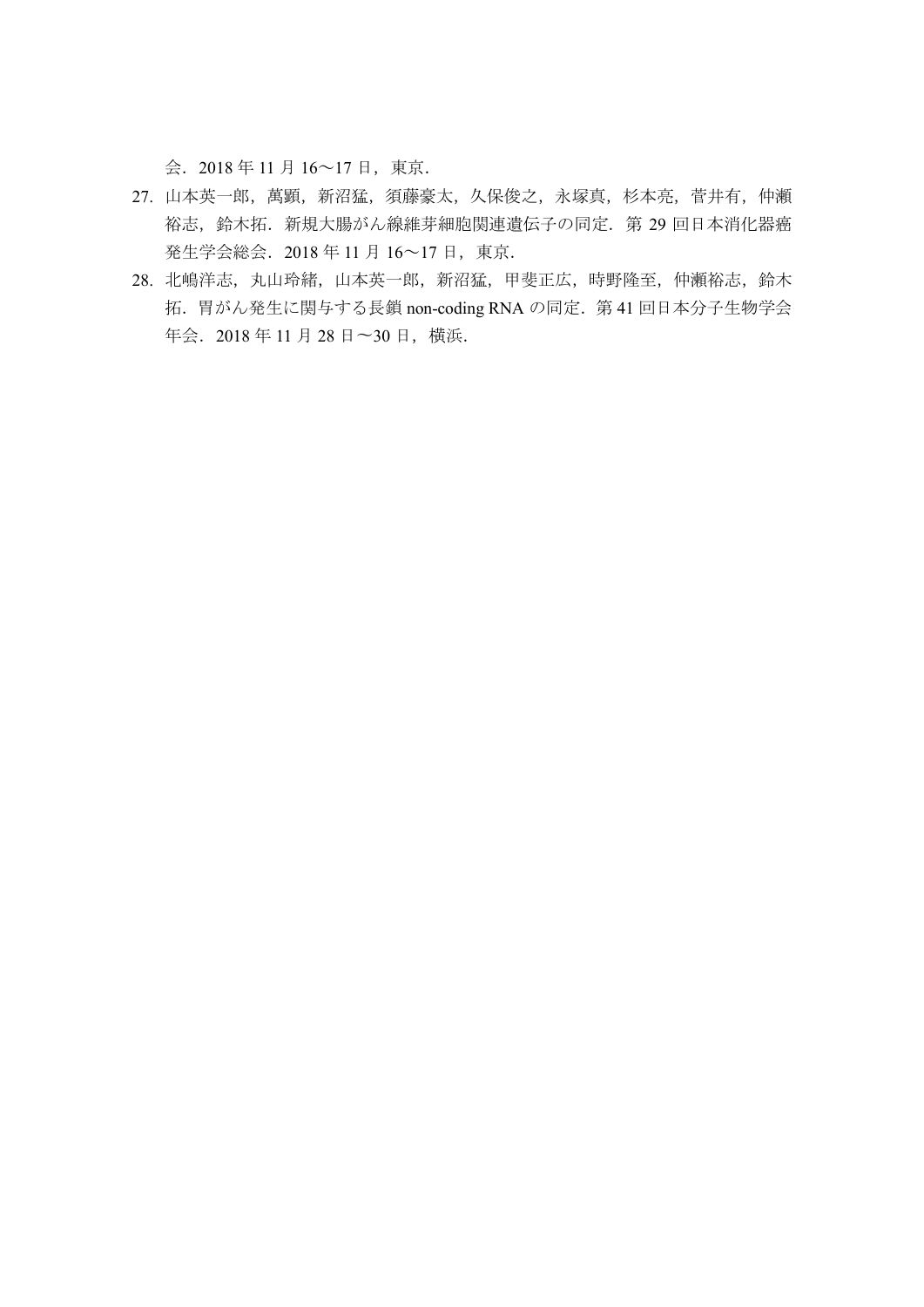会．2018 年 11 月 16～17 日，東京．

27. 山本英一郎，萬顕，新沼猛，須藤豪太，久保俊之，永塚真，杉本亮，菅井有，仲瀬裕志，鈴木拓．新規大腸がん線維芽細胞関連遺伝子の同定．第 29 回日本消化器癌発生学会総会．2018 年 11 月 16～17 日，東京．
28. 北嶋洋志，丸山玲緒，山本英一郎，新沼猛，甲斐正広，時野隆至，仲瀬裕志，鈴木拓．胃がん発生に関与する長鎖 non-coding RNA の同定．第 41 回日本分子生物学会年会．2018 年 11 月 28 日～30 日，横浜．